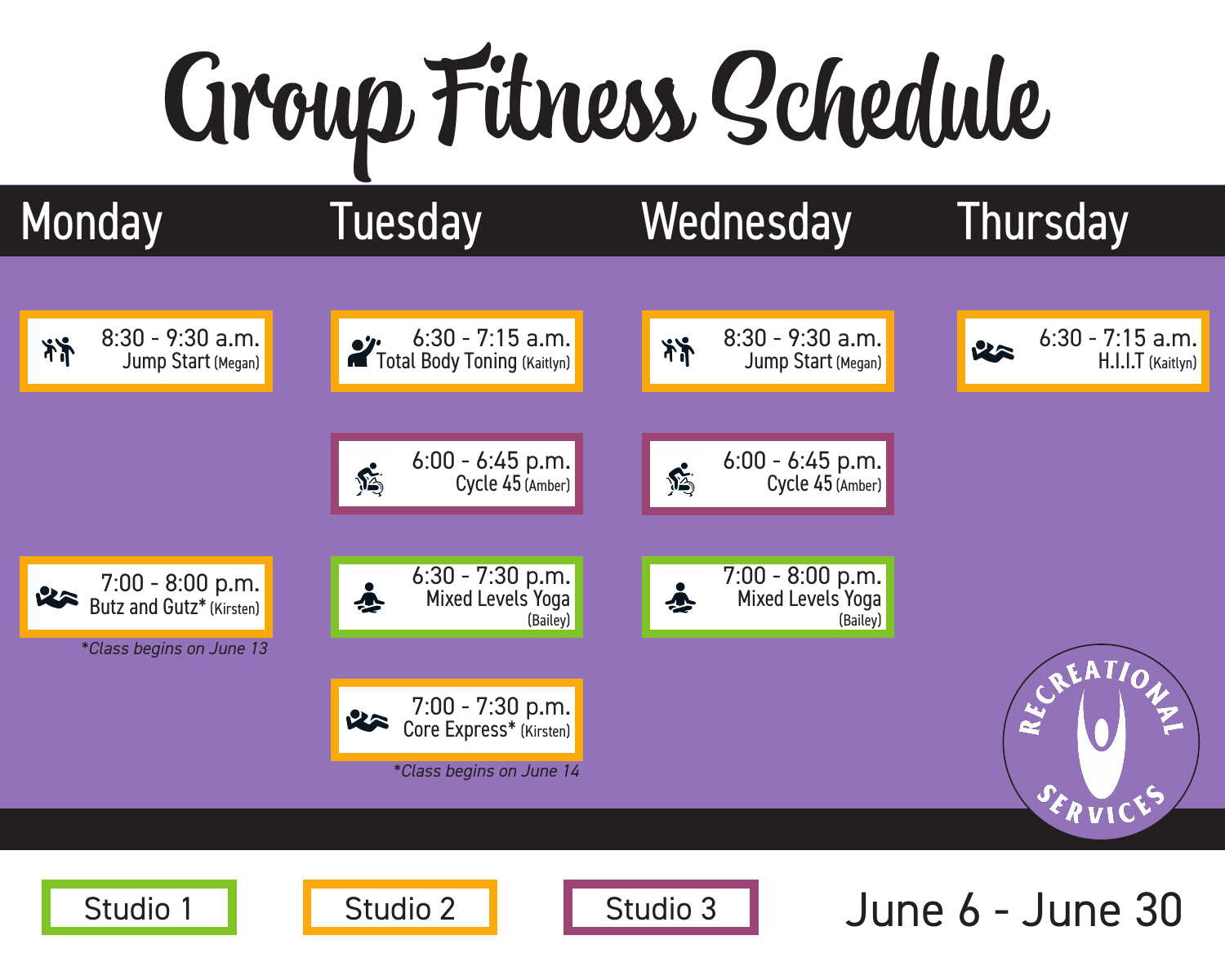# Group Fitness Schedule

| Monday | Tuesday | Wednesday | Thursday |
|---|---|---|---|
| 8:30 - 9:30 a.m. Jump Start (Megan) | 6:30 - 7:15 a.m. Total Body Toning (Kaitlyn) | 8:30 - 9:30 a.m. Jump Start (Megan) | 6:30 - 7:15 a.m. H.I.I.T (Kaitlyn) |
| | 6:00 - 6:45 p.m. Cycle 45 (Amber) | 6:00 - 6:45 p.m. Cycle 45 (Amber) | |
| 7:00 - 8:00 p.m. Butz and Gutz* (Kirsten) | 6:30 - 7:30 p.m. Mixed Levels Yoga (Bailey) | 7:00 - 8:00 p.m. Mixed Levels Yoga (Bailey) | |
| | 7:00 - 7:30 p.m. Core Express* (Kirsten) | | |

*Butz and Gutz: Class begins on June 13*

*Core Express: Class begins on June 14*

Recreational Services

Studio 1 (green): Mixed Levels Yoga

Studio 2 (orange): Jump Start, Total Body Toning, H.I.I.T, Butz and Gutz, Core Express

Studio 3 (purple): Cycle 45

June 6 - June 30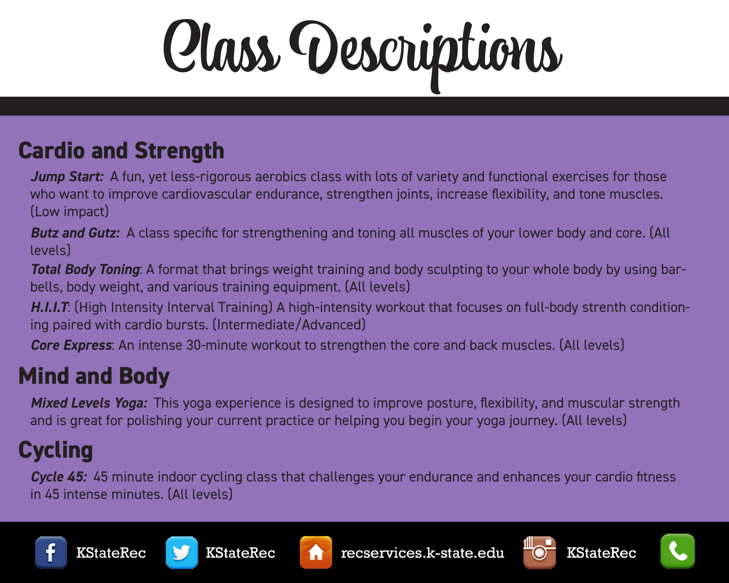# Class Descriptions

## Cardio and Strength

***Jump Start:*** A fun, yet less-rigorous aerobics class with lots of variety and functional exercises for those who want to improve cardiovascular endurance, strengthen joints, increase flexibility, and tone muscles. (Low impact)

***Butz and Gutz:*** A class specific for strengthening and toning all muscles of your lower body and core. (All levels)

***Total Body Toning***: A format that brings weight training and body sculpting to your whole body by using barbells, body weight, and various training equipment. (All levels)

***H.I.I.T***: (High Intensity Interval Training) A high-intensity workout that focuses on full-body strenth conditioning paired with cardio bursts. (Intermediate/Advanced)

***Core Express***: An intense 30-minute workout to strengthen the core and back muscles. (All levels)

## Mind and Body

***Mixed Levels Yoga:*** This yoga experience is designed to improve posture, flexibility, and muscular strength and is great for polishing your current practice or helping you begin your yoga journey. (All levels)

## Cycling

***Cycle 45:*** 45 minute indoor cycling class that challenges your endurance and enhances your cardio fitness in 45 intense minutes. (All levels)

KStateRec KStateRec recservices.k-state.edu KStateRec